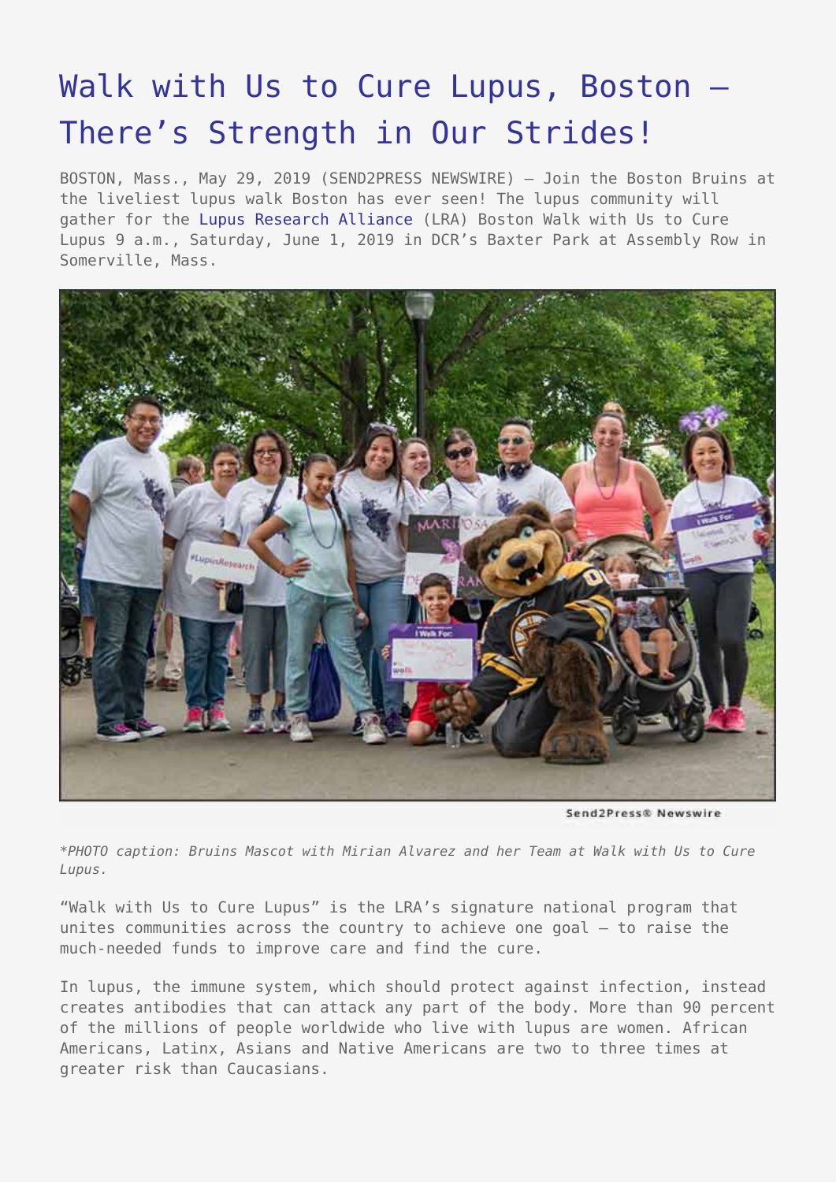# Walk with Us to Cure Lupus, Boston – There's Strength in Our Strides!

BOSTON, Mass., May 29, 2019 (SEND2PRESS NEWSWIRE) — Join the Boston Bruins at the liveliest lupus walk Boston has ever seen! The lupus community will gather for the Lupus Research Alliance (LRA) Boston Walk with Us to Cure Lupus 9 a.m., Saturday, June 1, 2019 in DCR's Baxter Park at Assembly Row in Somerville, Mass.

*PHOTO caption: Bruins Mascot with Mirian Alvarez and her Team at Walk with Us to Cure Lupus.*

"Walk with Us to Cure Lupus" is the LRA's signature national program that unites communities across the country to achieve one goal — to raise the much-needed funds to improve care and find the cure.

In lupus, the immune system, which should protect against infection, instead creates antibodies that can attack any part of the body. More than 90 percent of the millions of people worldwide who live with lupus are women. African Americans, Latinx, Asians and Native Americans are two to three times at greater risk than Caucasians.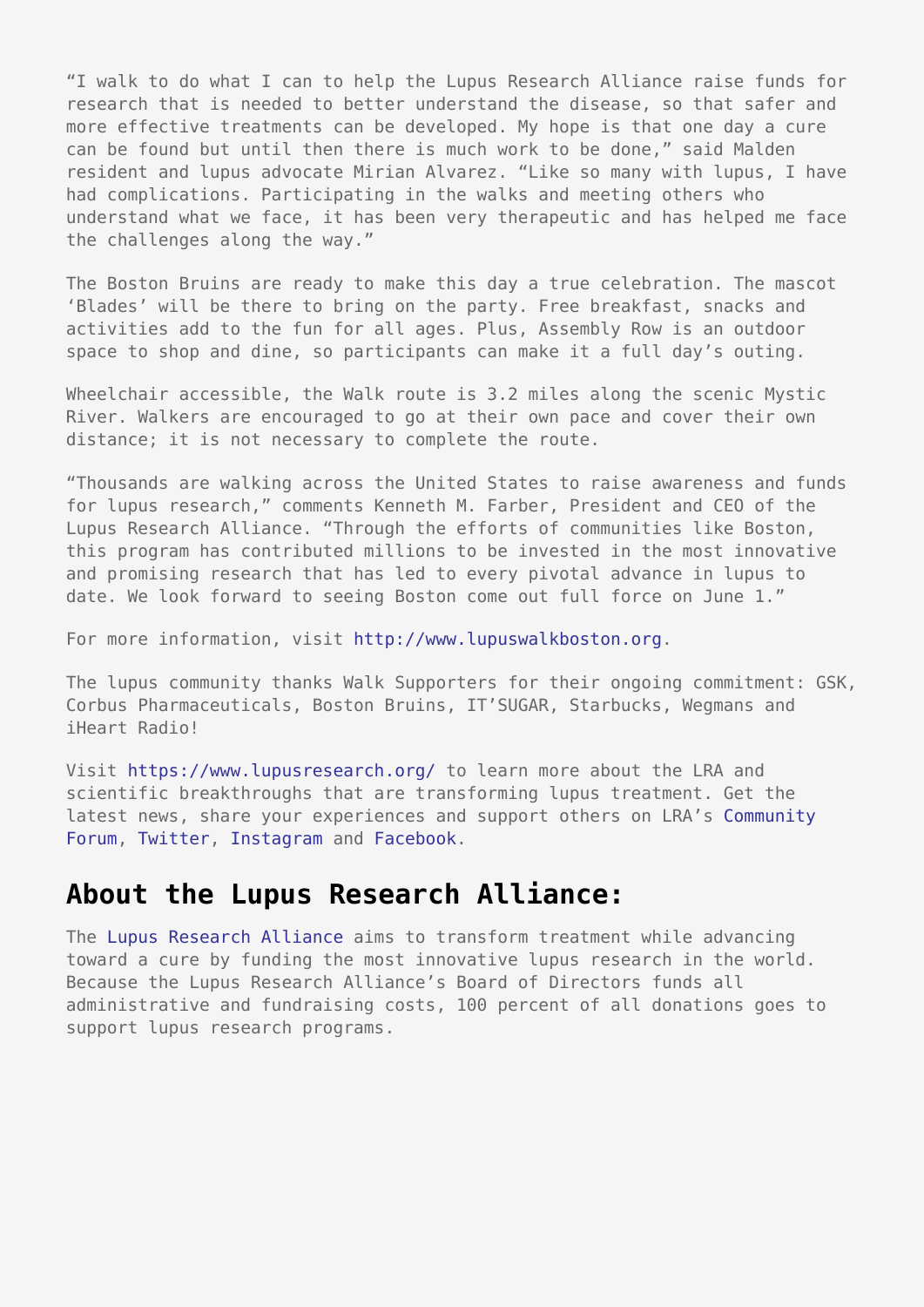"I walk to do what I can to help the Lupus Research Alliance raise funds for research that is needed to better understand the disease, so that safer and more effective treatments can be developed. My hope is that one day a cure can be found but until then there is much work to be done," said Malden resident and lupus advocate Mirian Alvarez. "Like so many with lupus, I have had complications. Participating in the walks and meeting others who understand what we face, it has been very therapeutic and has helped me face the challenges along the way."

The Boston Bruins are ready to make this day a true celebration. The mascot 'Blades' will be there to bring on the party. Free breakfast, snacks and activities add to the fun for all ages. Plus, Assembly Row is an outdoor space to shop and dine, so participants can make it a full day's outing.

Wheelchair accessible, the Walk route is 3.2 miles along the scenic Mystic River. Walkers are encouraged to go at their own pace and cover their own distance; it is not necessary to complete the route.

"Thousands are walking across the United States to raise awareness and funds for lupus research," comments Kenneth M. Farber, President and CEO of the Lupus Research Alliance. "Through the efforts of communities like Boston, this program has contributed millions to be invested in the most innovative and promising research that has led to every pivotal advance in lupus to date. We look forward to seeing Boston come out full force on June 1."

For more information, visit http://www.lupuswalkboston.org.

The lupus community thanks Walk Supporters for their ongoing commitment: GSK, Corbus Pharmaceuticals, Boston Bruins, IT'SUGAR, Starbucks, Wegmans and iHeart Radio!

Visit https://www.lupusresearch.org/ to learn more about the LRA and scientific breakthroughs that are transforming lupus treatment. Get the latest news, share your experiences and support others on LRA's Community Forum, Twitter, Instagram and Facebook.

## About the Lupus Research Alliance:

The Lupus Research Alliance aims to transform treatment while advancing toward a cure by funding the most innovative lupus research in the world. Because the Lupus Research Alliance's Board of Directors funds all administrative and fundraising costs, 100 percent of all donations goes to support lupus research programs.